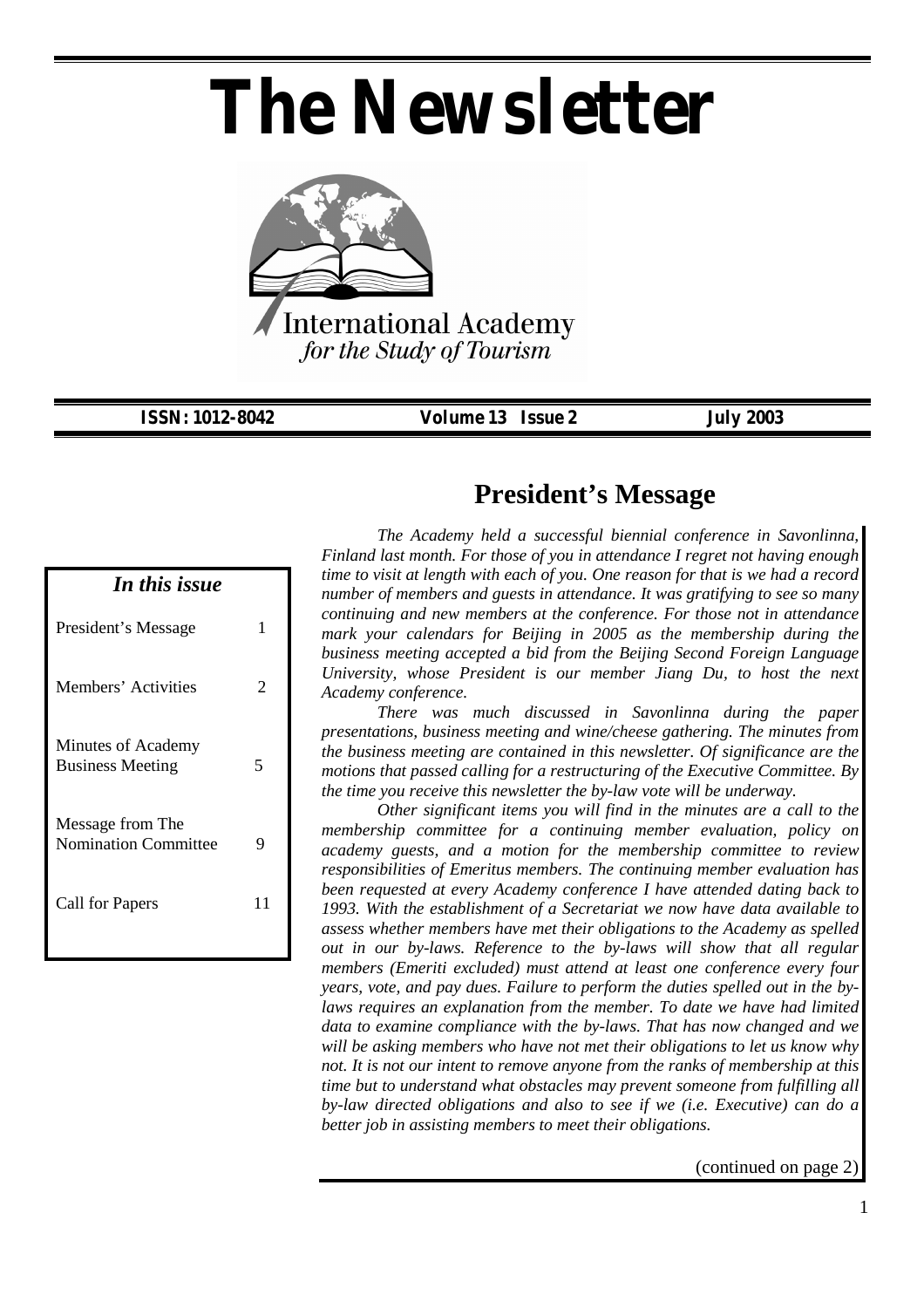# The Newsletter

International Academy
*for the Study of Tourism*

**ISSN: 1012-8042** **Volume 13 Issue 2** **July 2003**

| *In this issue* | |
|---|---|
| President's Message | 1 |
| Members' Activities | 2 |
| Minutes of Academy Business Meeting | 5 |
| Message from The Nomination Committee | 9 |
| Call for Papers | 11 |

## President's Message

*The Academy held a successful biennial conference in Savonlinna, Finland last month. For those of you in attendance I regret not having enough time to visit at length with each of you. One reason for that is we had a record number of members and guests in attendance. It was gratifying to see so many continuing and new members at the conference. For those not in attendance mark your calendars for Beijing in 2005 as the membership during the business meeting accepted a bid from the Beijing Second Foreign Language University, whose President is our member Jiang Du, to host the next Academy conference.*

*There was much discussed in Savonlinna during the paper presentations, business meeting and wine/cheese gathering. The minutes from the business meeting are contained in this newsletter. Of significance are the motions that passed calling for a restructuring of the Executive Committee. By the time you receive this newsletter the by-law vote will be underway.*

*Other significant items you will find in the minutes are a call to the membership committee for a continuing member evaluation, policy on academy guests, and a motion for the membership committee to review responsibilities of Emeritus members. The continuing member evaluation has been requested at every Academy conference I have attended dating back to 1993. With the establishment of a Secretariat we now have data available to assess whether members have met their obligations to the Academy as spelled out in our by-laws. Reference to the by-laws will show that all regular members (Emeriti excluded) must attend at least one conference every four years, vote, and pay dues. Failure to perform the duties spelled out in the by-laws requires an explanation from the member. To date we have had limited data to examine compliance with the by-laws. That has now changed and we will be asking members who have not met their obligations to let us know why not. It is not our intent to remove anyone from the ranks of membership at this time but to understand what obstacles may prevent someone from fulfilling all by-law directed obligations and also to see if we (i.e. Executive) can do a better job in assisting members to meet their obligations.*

(continued on page 2)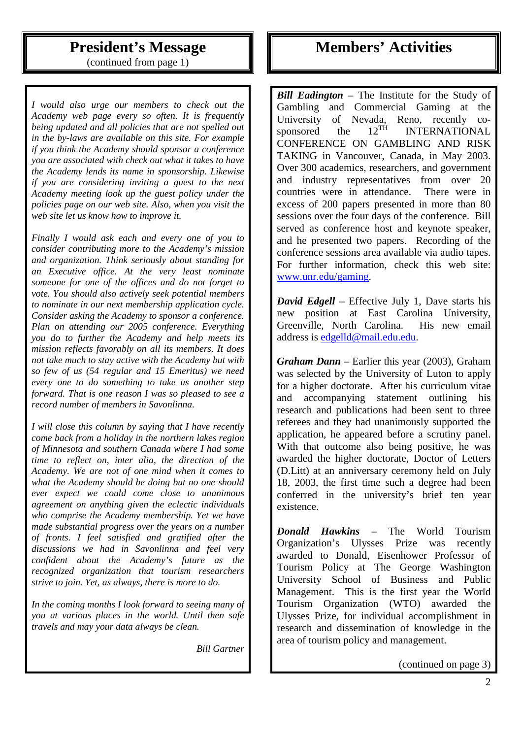## President's Message

(continued from page 1)

*I would also urge our members to check out the Academy web page every so often. It is frequently being updated and all policies that are not spelled out in the by-laws are available on this site. For example if you think the Academy should sponsor a conference you are associated with check out what it takes to have the Academy lends its name in sponsorship. Likewise if you are considering inviting a guest to the next Academy meeting look up the guest policy under the policies page on our web site. Also, when you visit the web site let us know how to improve it.*

*Finally I would ask each and every one of you to consider contributing more to the Academy's mission and organization. Think seriously about standing for an Executive office. At the very least nominate someone for one of the offices and do not forget to vote. You should also actively seek potential members to nominate in our next membership application cycle. Consider asking the Academy to sponsor a conference. Plan on attending our 2005 conference. Everything you do to further the Academy and help meets its mission reflects favorably on all its members. It does not take much to stay active with the Academy but with so few of us (54 regular and 15 Emeritus) we need every one to do something to take us another step forward. That is one reason I was so pleased to see a record number of members in Savonlinna.*

*I will close this column by saying that I have recently come back from a holiday in the northern lakes region of Minnesota and southern Canada where I had some time to reflect on, inter alia, the direction of the Academy. We are not of one mind when it comes to what the Academy should be doing but no one should ever expect we could come close to unanimous agreement on anything given the eclectic individuals who comprise the Academy membership. Yet we have made substantial progress over the years on a number of fronts. I feel satisfied and gratified after the discussions we had in Savonlinna and feel very confident about the Academy's future as the recognized organization that tourism researchers strive to join. Yet, as always, there is more to do.*

*In the coming months I look forward to seeing many of you at various places in the world. Until then safe travels and may your data always be clean.*

*Bill Gartner*

## Members' Activities

***Bill Eadington*** – The Institute for the Study of Gambling and Commercial Gaming at the University of Nevada, Reno, recently co-sponsored the 12TH INTERNATIONAL CONFERENCE ON GAMBLING AND RISK TAKING in Vancouver, Canada, in May 2003. Over 300 academics, researchers, and government and industry representatives from over 20 countries were in attendance. There were in excess of 200 papers presented in more than 80 sessions over the four days of the conference. Bill served as conference host and keynote speaker, and he presented two papers. Recording of the conference sessions area available via audio tapes. For further information, check this web site: www.unr.edu/gaming.

***David Edgell*** – Effective July 1, Dave starts his new position at East Carolina University, Greenville, North Carolina. His new email address is edgelld@mail.edu.edu.

***Graham Dann*** – Earlier this year (2003), Graham was selected by the University of Luton to apply for a higher doctorate. After his curriculum vitae and accompanying statement outlining his research and publications had been sent to three referees and they had unanimously supported the application, he appeared before a scrutiny panel. With that outcome also being positive, he was awarded the higher doctorate, Doctor of Letters (D.Litt) at an anniversary ceremony held on July 18, 2003, the first time such a degree had been conferred in the university's brief ten year existence.

***Donald Hawkins*** – The World Tourism Organization's Ulysses Prize was recently awarded to Donald, Eisenhower Professor of Tourism Policy at The George Washington University School of Business and Public Management. This is the first year the World Tourism Organization (WTO) awarded the Ulysses Prize, for individual accomplishment in research and dissemination of knowledge in the area of tourism policy and management.

(continued on page 3)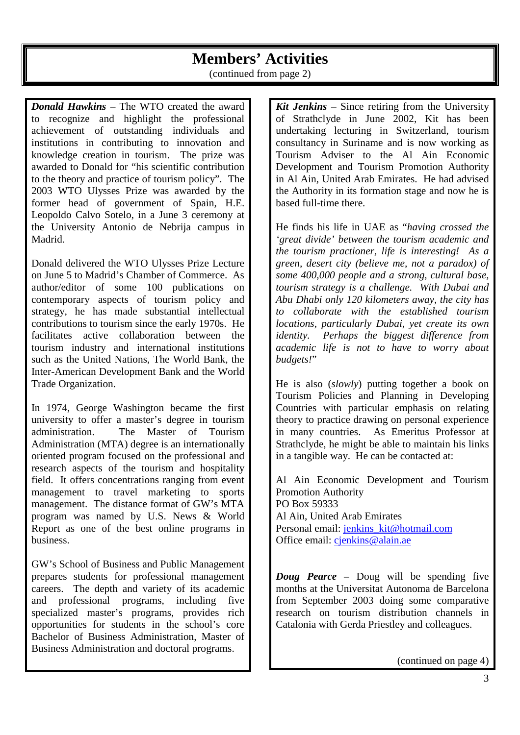# Members' Activities

(continued from page 2)

***Donald Hawkins*** – The WTO created the award to recognize and highlight the professional achievement of outstanding individuals and institutions in contributing to innovation and knowledge creation in tourism. The prize was awarded to Donald for "his scientific contribution to the theory and practice of tourism policy". The 2003 WTO Ulysses Prize was awarded by the former head of government of Spain, H.E. Leopoldo Calvo Sotelo, in a June 3 ceremony at the University Antonio de Nebrija campus in Madrid.

Donald delivered the WTO Ulysses Prize Lecture on June 5 to Madrid's Chamber of Commerce. As author/editor of some 100 publications on contemporary aspects of tourism policy and strategy, he has made substantial intellectual contributions to tourism since the early 1970s. He facilitates active collaboration between the tourism industry and international institutions such as the United Nations, The World Bank, the Inter-American Development Bank and the World Trade Organization.

In 1974, George Washington became the first university to offer a master's degree in tourism administration. The Master of Tourism Administration (MTA) degree is an internationally oriented program focused on the professional and research aspects of the tourism and hospitality field. It offers concentrations ranging from event management to travel marketing to sports management. The distance format of GW's MTA program was named by U.S. News & World Report as one of the best online programs in business.

GW's School of Business and Public Management prepares students for professional management careers. The depth and variety of its academic and professional programs, including five specialized master's programs, provides rich opportunities for students in the school's core Bachelor of Business Administration, Master of Business Administration and doctoral programs.

***Kit Jenkins*** – Since retiring from the University of Strathclyde in June 2002, Kit has been undertaking lecturing in Switzerland, tourism consultancy in Suriname and is now working as Tourism Adviser to the Al Ain Economic Development and Tourism Promotion Authority in Al Ain, United Arab Emirates. He had advised the Authority in its formation stage and now he is based full-time there.

He finds his life in UAE as "*having crossed the 'great divide' between the tourism academic and the tourism practioner, life is interesting! As a green, desert city (believe me, not a paradox) of some 400,000 people and a strong, cultural base, tourism strategy is a challenge. With Dubai and Abu Dhabi only 120 kilometers away, the city has to collaborate with the established tourism locations, particularly Dubai, yet create its own identity. Perhaps the biggest difference from academic life is not to have to worry about budgets!*"

He is also (*slowly*) putting together a book on Tourism Policies and Planning in Developing Countries with particular emphasis on relating theory to practice drawing on personal experience in many countries. As Emeritus Professor at Strathclyde, he might be able to maintain his links in a tangible way. He can be contacted at:

Al Ain Economic Development and Tourism Promotion Authority
PO Box 59333
Al Ain, United Arab Emirates
Personal email: jenkins_kit@hotmail.com
Office email: cjenkins@alain.ae

***Doug Pearce*** – Doug will be spending five months at the Universitat Autonoma de Barcelona from September 2003 doing some comparative research on tourism distribution channels in Catalonia with Gerda Priestley and colleagues.

(continued on page 4)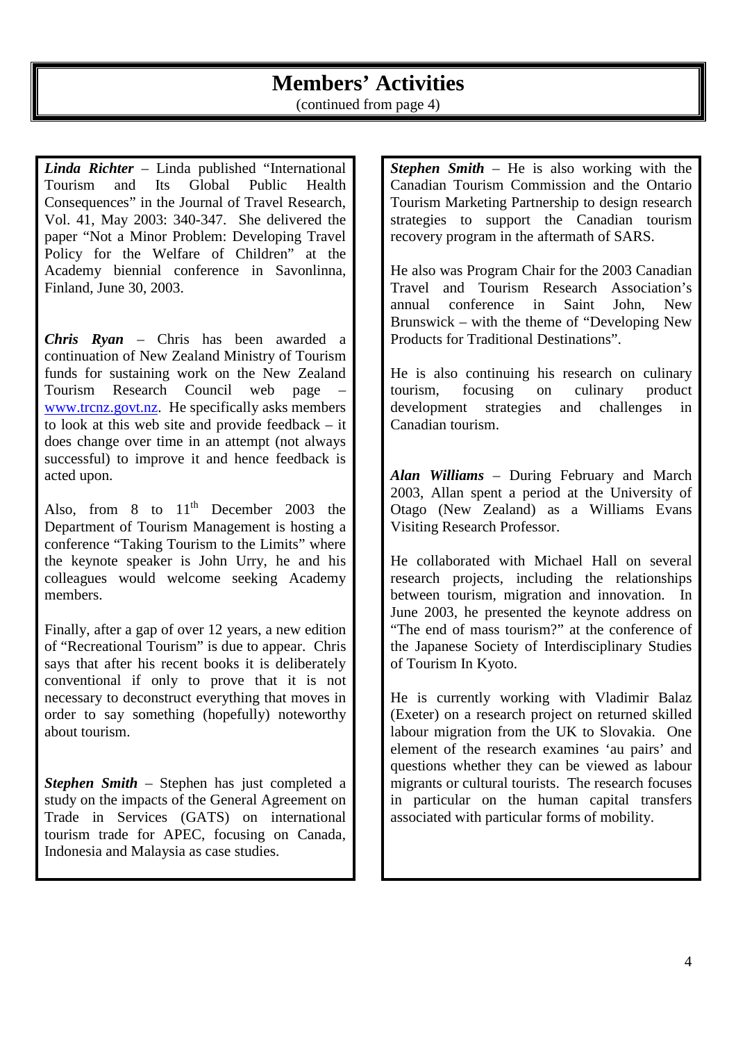# Members' Activities

(continued from page 4)

***Linda Richter*** – Linda published "International Tourism and Its Global Public Health Consequences" in the Journal of Travel Research, Vol. 41, May 2003: 340-347. She delivered the paper "Not a Minor Problem: Developing Travel Policy for the Welfare of Children" at the Academy biennial conference in Savonlinna, Finland, June 30, 2003.

***Chris Ryan*** – Chris has been awarded a continuation of New Zealand Ministry of Tourism funds for sustaining work on the New Zealand Tourism Research Council web page – www.trcnz.govt.nz. He specifically asks members to look at this web site and provide feedback – it does change over time in an attempt (not always successful) to improve it and hence feedback is acted upon.

Also, from 8 to 11th December 2003 the Department of Tourism Management is hosting a conference "Taking Tourism to the Limits" where the keynote speaker is John Urry, he and his colleagues would welcome seeking Academy members.

Finally, after a gap of over 12 years, a new edition of "Recreational Tourism" is due to appear. Chris says that after his recent books it is deliberately conventional if only to prove that it is not necessary to deconstruct everything that moves in order to say something (hopefully) noteworthy about tourism.

***Stephen Smith*** – Stephen has just completed a study on the impacts of the General Agreement on Trade in Services (GATS) on international tourism trade for APEC, focusing on Canada, Indonesia and Malaysia as case studies.

***Stephen Smith*** – He is also working with the Canadian Tourism Commission and the Ontario Tourism Marketing Partnership to design research strategies to support the Canadian tourism recovery program in the aftermath of SARS.

He also was Program Chair for the 2003 Canadian Travel and Tourism Research Association's annual conference in Saint John, New Brunswick – with the theme of "Developing New Products for Traditional Destinations".

He is also continuing his research on culinary tourism, focusing on culinary product development strategies and challenges in Canadian tourism.

***Alan Williams*** – During February and March 2003, Allan spent a period at the University of Otago (New Zealand) as a Williams Evans Visiting Research Professor.

He collaborated with Michael Hall on several research projects, including the relationships between tourism, migration and innovation. In June 2003, he presented the keynote address on "The end of mass tourism?" at the conference of the Japanese Society of Interdisciplinary Studies of Tourism In Kyoto.

He is currently working with Vladimir Balaz (Exeter) on a research project on returned skilled labour migration from the UK to Slovakia. One element of the research examines 'au pairs' and questions whether they can be viewed as labour migrants or cultural tourists. The research focuses in particular on the human capital transfers associated with particular forms of mobility.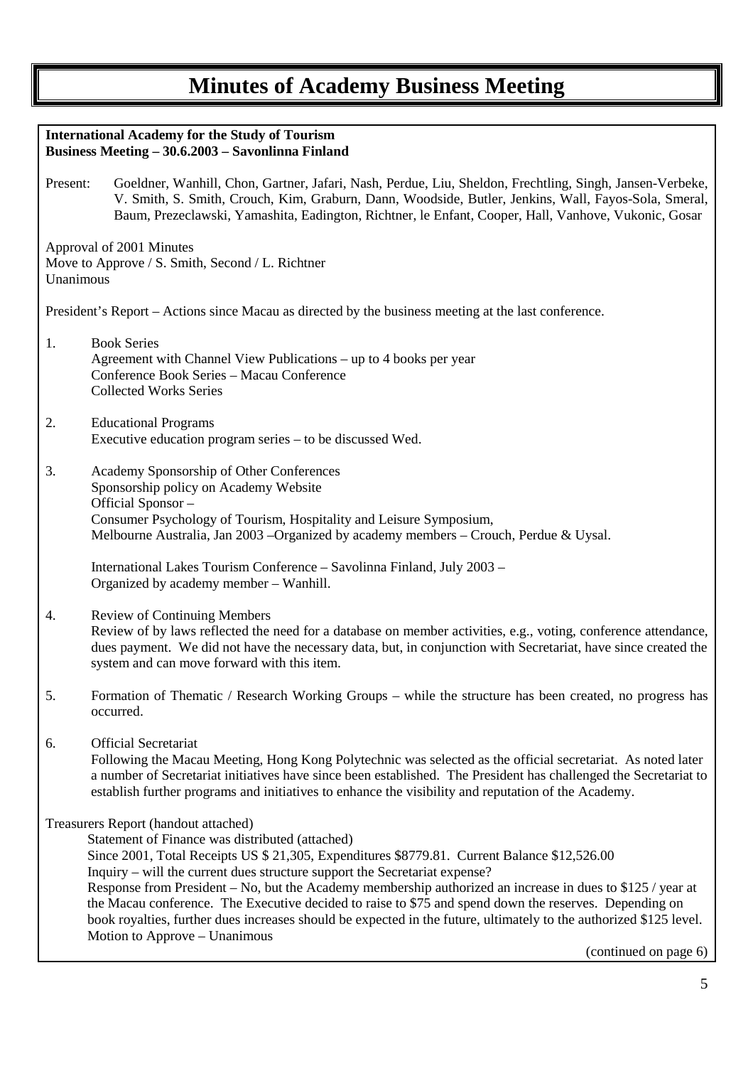# Minutes of Academy Business Meeting

**International Academy for the Study of Tourism**
**Business Meeting – 30.6.2003 – Savonlinna Finland**

Present: Goeldner, Wanhill, Chon, Gartner, Jafari, Nash, Perdue, Liu, Sheldon, Frechtling, Singh, Jansen-Verbeke, V. Smith, S. Smith, Crouch, Kim, Graburn, Dann, Woodside, Butler, Jenkins, Wall, Fayos-Sola, Smeral, Baum, Prezeclawski, Yamashita, Eadington, Richtner, le Enfant, Cooper, Hall, Vanhove, Vukonic, Gosar

Approval of 2001 Minutes
Move to Approve / S. Smith, Second / L. Richtner
Unanimous

President's Report – Actions since Macau as directed by the business meeting at the last conference.

1. Book Series
   Agreement with Channel View Publications – up to 4 books per year
   Conference Book Series – Macau Conference
   Collected Works Series

2. Educational Programs
   Executive education program series – to be discussed Wed.

3. Academy Sponsorship of Other Conferences
   Sponsorship policy on Academy Website
   Official Sponsor –
   Consumer Psychology of Tourism, Hospitality and Leisure Symposium,
   Melbourne Australia, Jan 2003 –Organized by academy members – Crouch, Perdue & Uysal.

   International Lakes Tourism Conference – Savolinna Finland, July 2003 –
   Organized by academy member – Wanhill.

4. Review of Continuing Members
   Review of by laws reflected the need for a database on member activities, e.g., voting, conference attendance, dues payment. We did not have the necessary data, but, in conjunction with Secretariat, have since created the system and can move forward with this item.

5. Formation of Thematic / Research Working Groups – while the structure has been created, no progress has occurred.

6. Official Secretariat
   Following the Macau Meeting, Hong Kong Polytechnic was selected as the official secretariat. As noted later a number of Secretariat initiatives have since been established. The President has challenged the Secretariat to establish further programs and initiatives to enhance the visibility and reputation of the Academy.

Treasurers Report (handout attached)
Statement of Finance was distributed (attached)
Since 2001, Total Receipts US $ 21,305, Expenditures $8779.81. Current Balance $12,526.00
Inquiry – will the current dues structure support the Secretariat expense?
Response from President – No, but the Academy membership authorized an increase in dues to $125 / year at the Macau conference. The Executive decided to raise to $75 and spend down the reserves. Depending on book royalties, further dues increases should be expected in the future, ultimately to the authorized $125 level.
Motion to Approve – Unanimous

(continued on page 6)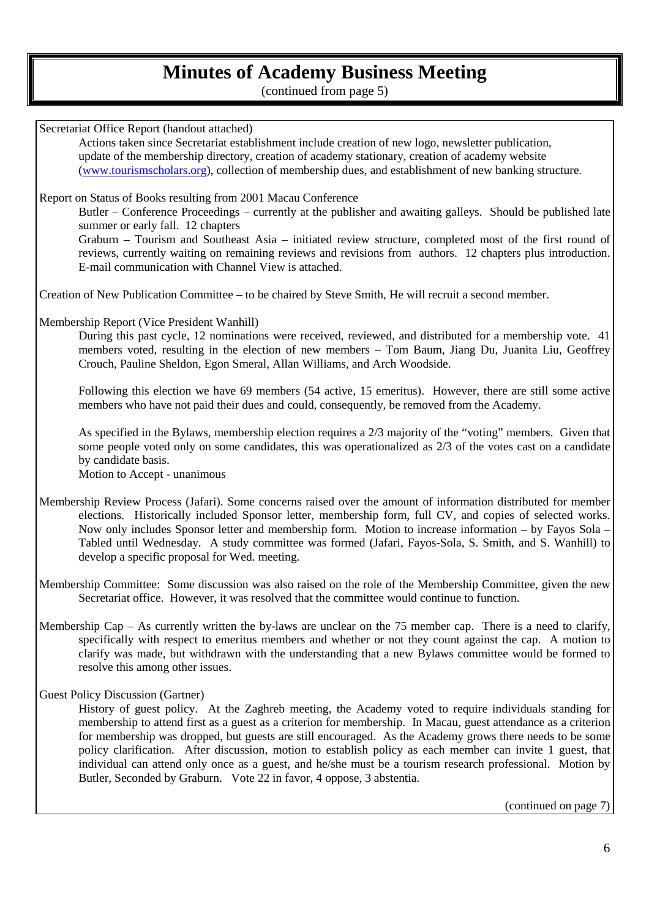# Minutes of Academy Business Meeting

(continued from page 5)

Secretariat Office Report (handout attached)

Actions taken since Secretariat establishment include creation of new logo, newsletter publication, update of the membership directory, creation of academy stationary, creation of academy website (www.tourismscholars.org), collection of membership dues, and establishment of new banking structure.

Report on Status of Books resulting from 2001 Macau Conference

Butler – Conference Proceedings – currently at the publisher and awaiting galleys. Should be published late summer or early fall. 12 chapters

Graburn – Tourism and Southeast Asia – initiated review structure, completed most of the first round of reviews, currently waiting on remaining reviews and revisions from authors. 12 chapters plus introduction. E-mail communication with Channel View is attached.

Creation of New Publication Committee – to be chaired by Steve Smith, He will recruit a second member.

Membership Report (Vice President Wanhill)

During this past cycle, 12 nominations were received, reviewed, and distributed for a membership vote. 41 members voted, resulting in the election of new members – Tom Baum, Jiang Du, Juanita Liu, Geoffrey Crouch, Pauline Sheldon, Egon Smeral, Allan Williams, and Arch Woodside.

Following this election we have 69 members (54 active, 15 emeritus). However, there are still some active members who have not paid their dues and could, consequently, be removed from the Academy.

As specified in the Bylaws, membership election requires a 2/3 majority of the "voting" members. Given that some people voted only on some candidates, this was operationalized as 2/3 of the votes cast on a candidate by candidate basis.

Motion to Accept - unanimous

Membership Review Process (Jafari). Some concerns raised over the amount of information distributed for member elections. Historically included Sponsor letter, membership form, full CV, and copies of selected works. Now only includes Sponsor letter and membership form. Motion to increase information – by Fayos Sola – Tabled until Wednesday. A study committee was formed (Jafari, Fayos-Sola, S. Smith, and S. Wanhill) to develop a specific proposal for Wed. meeting.

Membership Committee: Some discussion was also raised on the role of the Membership Committee, given the new Secretariat office. However, it was resolved that the committee would continue to function.

Membership Cap – As currently written the by-laws are unclear on the 75 member cap. There is a need to clarify, specifically with respect to emeritus members and whether or not they count against the cap. A motion to clarify was made, but withdrawn with the understanding that a new Bylaws committee would be formed to resolve this among other issues.

Guest Policy Discussion (Gartner)

History of guest policy. At the Zaghreb meeting, the Academy voted to require individuals standing for membership to attend first as a guest as a criterion for membership. In Macau, guest attendance as a criterion for membership was dropped, but guests are still encouraged. As the Academy grows there needs to be some policy clarification. After discussion, motion to establish policy as each member can invite 1 guest, that individual can attend only once as a guest, and he/she must be a tourism research professional. Motion by Butler, Seconded by Graburn. Vote 22 in favor, 4 oppose, 3 abstentia.

(continued on page 7)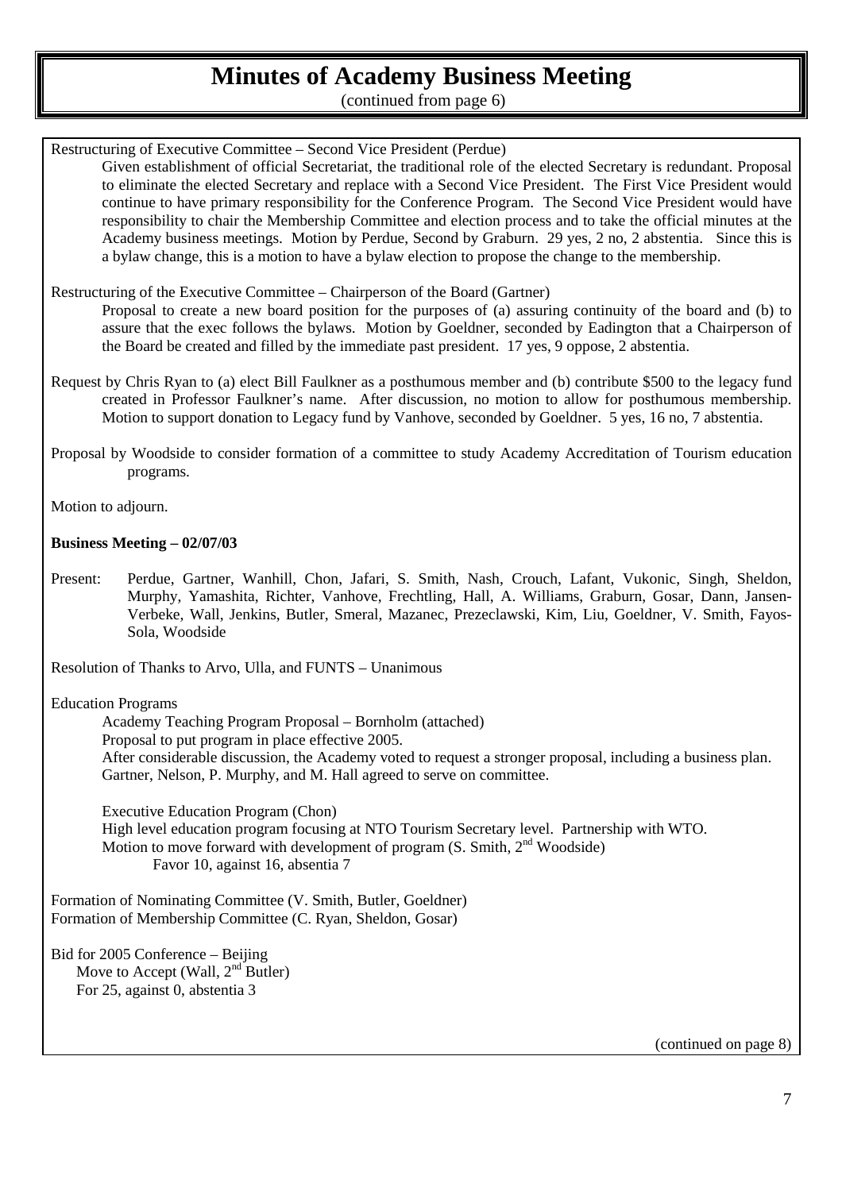# Minutes of Academy Business Meeting

(continued from page 6)

Restructuring of Executive Committee – Second Vice President (Perdue)

Given establishment of official Secretariat, the traditional role of the elected Secretary is redundant. Proposal to eliminate the elected Secretary and replace with a Second Vice President. The First Vice President would continue to have primary responsibility for the Conference Program. The Second Vice President would have responsibility to chair the Membership Committee and election process and to take the official minutes at the Academy business meetings. Motion by Perdue, Second by Graburn. 29 yes, 2 no, 2 abstentia. Since this is a bylaw change, this is a motion to have a bylaw election to propose the change to the membership.

Restructuring of the Executive Committee – Chairperson of the Board (Gartner)

Proposal to create a new board position for the purposes of (a) assuring continuity of the board and (b) to assure that the exec follows the bylaws. Motion by Goeldner, seconded by Eadington that a Chairperson of the Board be created and filled by the immediate past president. 17 yes, 9 oppose, 2 abstentia.

Request by Chris Ryan to (a) elect Bill Faulkner as a posthumous member and (b) contribute $500 to the legacy fund created in Professor Faulkner's name. After discussion, no motion to allow for posthumous membership. Motion to support donation to Legacy fund by Vanhove, seconded by Goeldner. 5 yes, 16 no, 7 abstentia.

Proposal by Woodside to consider formation of a committee to study Academy Accreditation of Tourism education programs.

Motion to adjourn.

**Business Meeting – 02/07/03**

Present: Perdue, Gartner, Wanhill, Chon, Jafari, S. Smith, Nash, Crouch, Lafant, Vukonic, Singh, Sheldon, Murphy, Yamashita, Richter, Vanhove, Frechtling, Hall, A. Williams, Graburn, Gosar, Dann, Jansen-Verbeke, Wall, Jenkins, Butler, Smeral, Mazanec, Prezeclawski, Kim, Liu, Goeldner, V. Smith, Fayos-Sola, Woodside

Resolution of Thanks to Arvo, Ulla, and FUNTS – Unanimous

Education Programs

Academy Teaching Program Proposal – Bornholm (attached)
Proposal to put program in place effective 2005.
After considerable discussion, the Academy voted to request a stronger proposal, including a business plan.
Gartner, Nelson, P. Murphy, and M. Hall agreed to serve on committee.

Executive Education Program (Chon)
High level education program focusing at NTO Tourism Secretary level. Partnership with WTO.
Motion to move forward with development of program (S. Smith, 2nd Woodside)
Favor 10, against 16, absentia 7

Formation of Nominating Committee (V. Smith, Butler, Goeldner)
Formation of Membership Committee (C. Ryan, Sheldon, Gosar)

Bid for 2005 Conference – Beijing
Move to Accept (Wall, 2nd Butler)
For 25, against 0, abstentia 3

(continued on page 8)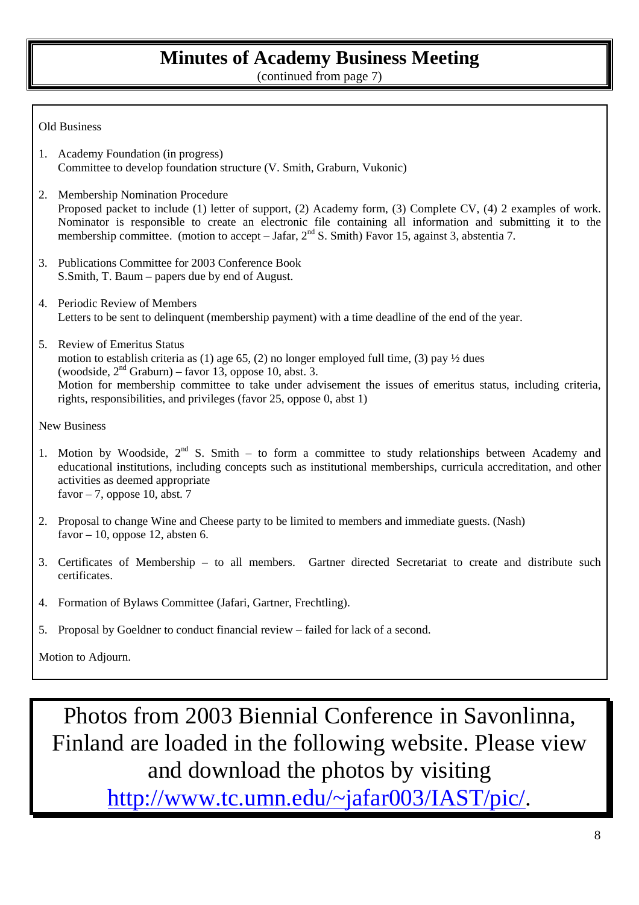# Minutes of Academy Business Meeting

(continued from page 7)

Old Business

1. Academy Foundation (in progress)
   Committee to develop foundation structure (V. Smith, Graburn, Vukonic)

2. Membership Nomination Procedure
   Proposed packet to include (1) letter of support, (2) Academy form, (3) Complete CV, (4) 2 examples of work. Nominator is responsible to create an electronic file containing all information and submitting it to the membership committee. (motion to accept – Jafar, 2nd S. Smith) Favor 15, against 3, abstentia 7.

3. Publications Committee for 2003 Conference Book
   S.Smith, T. Baum – papers due by end of August.

4. Periodic Review of Members
   Letters to be sent to delinquent (membership payment) with a time deadline of the end of the year.

5. Review of Emeritus Status
   motion to establish criteria as (1) age 65, (2) no longer employed full time, (3) pay ½ dues (woodside, 2nd Graburn) – favor 13, oppose 10, abst. 3.
   Motion for membership committee to take under advisement the issues of emeritus status, including criteria, rights, responsibilities, and privileges (favor 25, oppose 0, abst 1)

New Business

1. Motion by Woodside, 2nd S. Smith – to form a committee to study relationships between Academy and educational institutions, including concepts such as institutional memberships, curricula accreditation, and other activities as deemed appropriate
   favor – 7, oppose 10, abst. 7

2. Proposal to change Wine and Cheese party to be limited to members and immediate guests. (Nash)
   favor – 10, oppose 12, absten 6.

3. Certificates of Membership – to all members. Gartner directed Secretariat to create and distribute such certificates.

4. Formation of Bylaws Committee (Jafari, Gartner, Frechtling).

5. Proposal by Goeldner to conduct financial review – failed for lack of a second.

Motion to Adjourn.

Photos from 2003 Biennial Conference in Savonlinna, Finland are loaded in the following website. Please view and download the photos by visiting http://www.tc.umn.edu/~jafar003/IAST/pic/.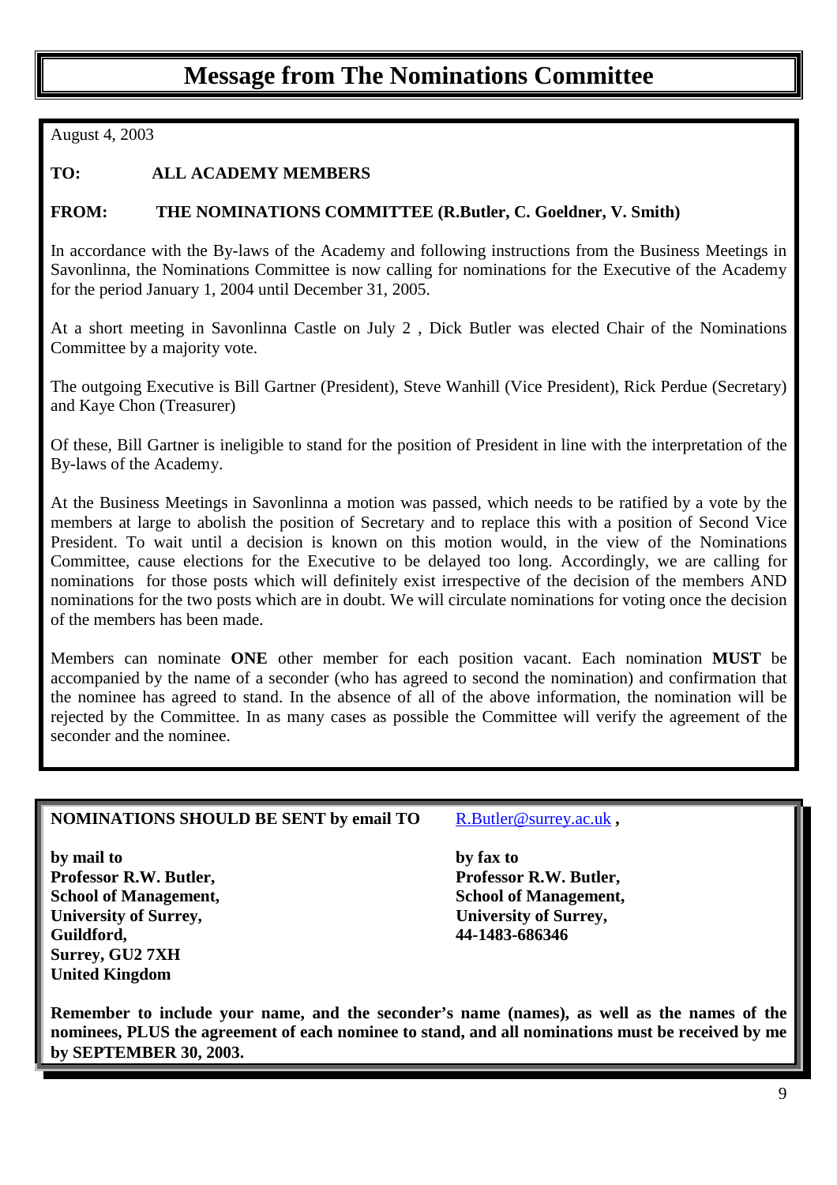# Message from The Nominations Committee

August 4, 2003

**TO:** **ALL ACADEMY MEMBERS**

**FROM:** **THE NOMINATIONS COMMITTEE (R.Butler, C. Goeldner, V. Smith)**

In accordance with the By-laws of the Academy and following instructions from the Business Meetings in Savonlinna, the Nominations Committee is now calling for nominations for the Executive of the Academy for the period January 1, 2004 until December 31, 2005.

At a short meeting in Savonlinna Castle on July 2 , Dick Butler was elected Chair of the Nominations Committee by a majority vote.

The outgoing Executive is Bill Gartner (President), Steve Wanhill (Vice President), Rick Perdue (Secretary) and Kaye Chon (Treasurer)

Of these, Bill Gartner is ineligible to stand for the position of President in line with the interpretation of the By-laws of the Academy.

At the Business Meetings in Savonlinna a motion was passed, which needs to be ratified by a vote by the members at large to abolish the position of Secretary and to replace this with a position of Second Vice President. To wait until a decision is known on this motion would, in the view of the Nominations Committee, cause elections for the Executive to be delayed too long. Accordingly, we are calling for nominations for those posts which will definitely exist irrespective of the decision of the members AND nominations for the two posts which are in doubt. We will circulate nominations for voting once the decision of the members has been made.

Members can nominate **ONE** other member for each position vacant. Each nomination **MUST** be accompanied by the name of a seconder (who has agreed to second the nomination) and confirmation that the nominee has agreed to stand. In the absence of all of the above information, the nomination will be rejected by the Committee. In as many cases as possible the Committee will verify the agreement of the seconder and the nominee.

**NOMINATIONS SHOULD BE SENT by email TO** R.Butler@surrey.ac.uk **,**

**by mail to**
**Professor R.W. Butler,**
**School of Management,**
**University of Surrey,**
**Guildford,**
**Surrey, GU2 7XH**
**United Kingdom**

**by fax to**
**Professor R.W. Butler,**
**School of Management,**
**University of Surrey,**
**44-1483-686346**

**Remember to include your name, and the seconder's name (names), as well as the names of the nominees, PLUS the agreement of each nominee to stand, and all nominations must be received by me by SEPTEMBER 30, 2003.**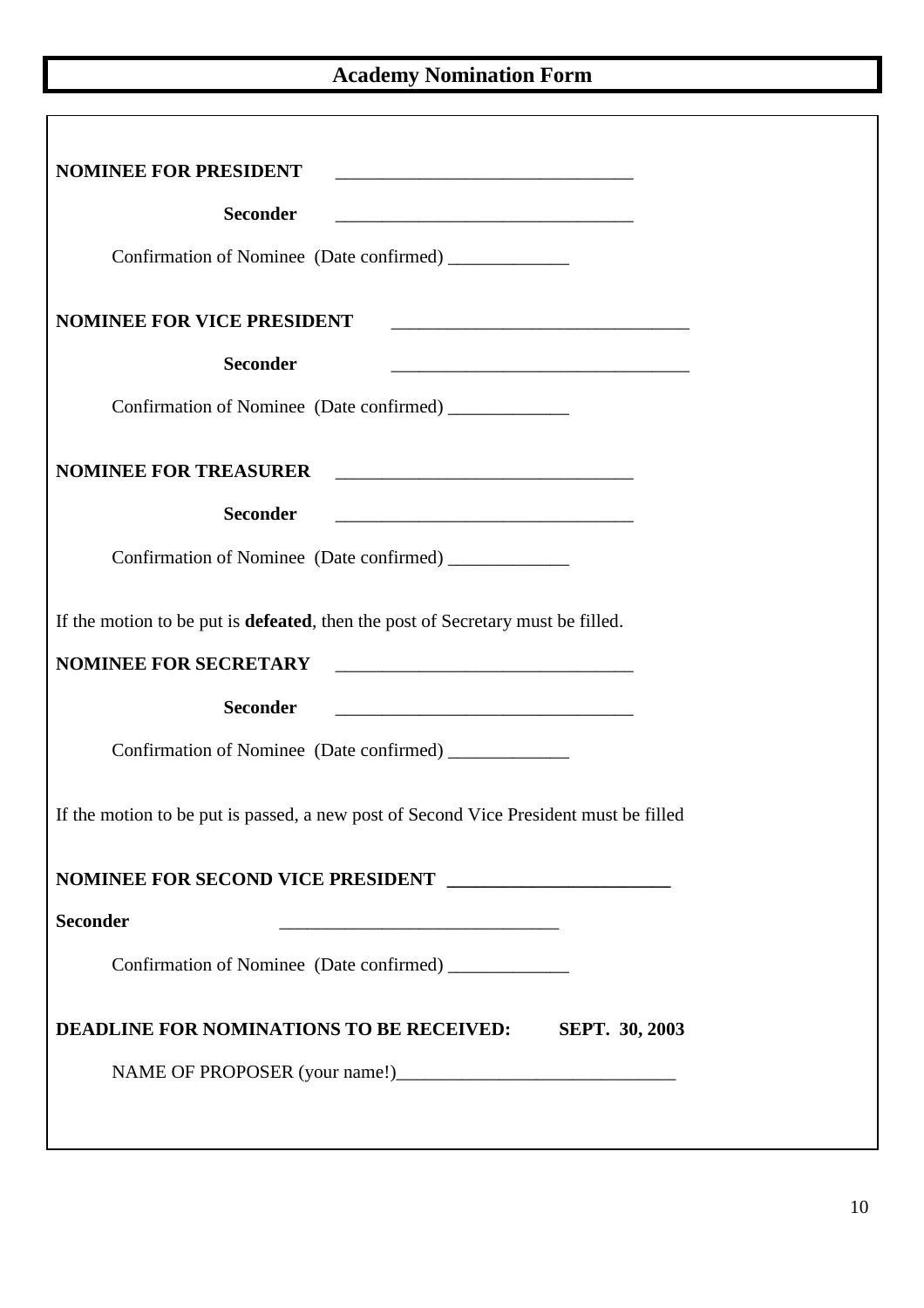# Academy Nomination Form

**NOMINEE FOR PRESIDENT** ________________________________

**Seconder** ________________________________

Confirmation of Nominee (Date confirmed) _____________

**NOMINEE FOR VICE PRESIDENT** ________________________________

**Seconder** ________________________________

Confirmation of Nominee (Date confirmed) _____________

**NOMINEE FOR TREASURER** ________________________________

**Seconder** ________________________________

Confirmation of Nominee (Date confirmed) _____________

If the motion to be put is **defeated**, then the post of Secretary must be filled.

**NOMINEE FOR SECRETARY** ________________________________

**Seconder** ________________________________

Confirmation of Nominee (Date confirmed) _____________

If the motion to be put is passed, a new post of Second Vice President must be filled

**NOMINEE FOR SECOND VICE PRESIDENT** ________________________

**Seconder** ______________________________

Confirmation of Nominee (Date confirmed) _____________

**DEADLINE FOR NOMINATIONS TO BE RECEIVED: SEPT. 30, 2003**

NAME OF PROPOSER (your name!)______________________________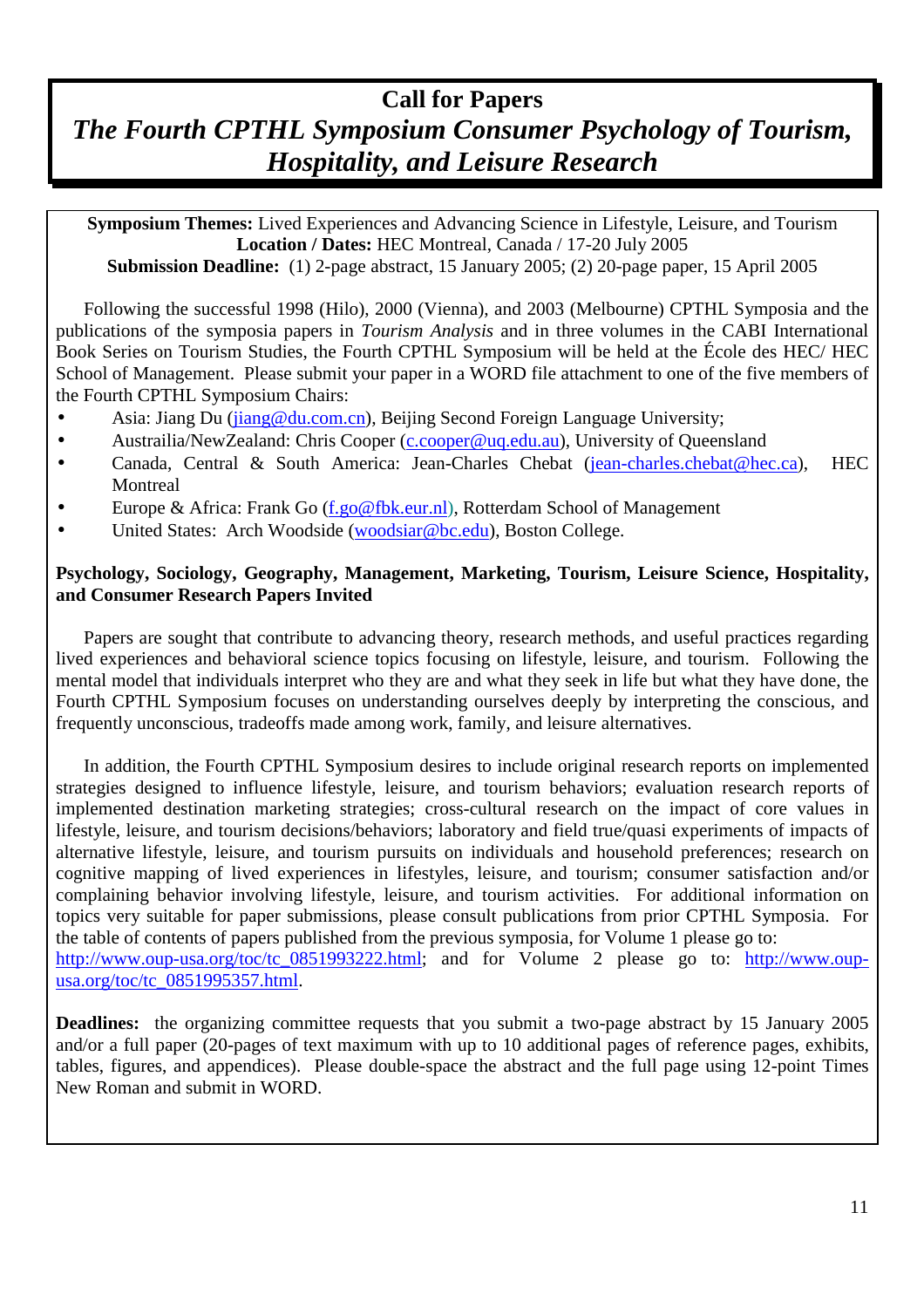# Call for Papers

## *The Fourth CPTHL Symposium Consumer Psychology of Tourism, Hospitality, and Leisure Research*

**Symposium Themes:** Lived Experiences and Advancing Science in Lifestyle, Leisure, and Tourism
**Location / Dates:** HEC Montreal, Canada / 17-20 July 2005
**Submission Deadline:** (1) 2-page abstract, 15 January 2005; (2) 20-page paper, 15 April 2005

Following the successful 1998 (Hilo), 2000 (Vienna), and 2003 (Melbourne) CPTHL Symposia and the publications of the symposia papers in *Tourism Analysis* and in three volumes in the CABI International Book Series on Tourism Studies, the Fourth CPTHL Symposium will be held at the École des HEC/ HEC School of Management. Please submit your paper in a WORD file attachment to one of the five members of the Fourth CPTHL Symposium Chairs:

- Asia: Jiang Du (jiang@du.com.cn), Beijing Second Foreign Language University;
- Austrailia/NewZealand: Chris Cooper (c.cooper@uq.edu.au), University of Queensland
- Canada, Central & South America: Jean-Charles Chebat (jean-charles.chebat@hec.ca), HEC Montreal
- Europe & Africa: Frank Go (f.go@fbk.eur.nl), Rotterdam School of Management
- United States: Arch Woodside (woodsiar@bc.edu), Boston College.

**Psychology, Sociology, Geography, Management, Marketing, Tourism, Leisure Science, Hospitality, and Consumer Research Papers Invited**

Papers are sought that contribute to advancing theory, research methods, and useful practices regarding lived experiences and behavioral science topics focusing on lifestyle, leisure, and tourism. Following the mental model that individuals interpret who they are and what they seek in life but what they have done, the Fourth CPTHL Symposium focuses on understanding ourselves deeply by interpreting the conscious, and frequently unconscious, tradeoffs made among work, family, and leisure alternatives.

In addition, the Fourth CPTHL Symposium desires to include original research reports on implemented strategies designed to influence lifestyle, leisure, and tourism behaviors; evaluation research reports of implemented destination marketing strategies; cross-cultural research on the impact of core values in lifestyle, leisure, and tourism decisions/behaviors; laboratory and field true/quasi experiments of impacts of alternative lifestyle, leisure, and tourism pursuits on individuals and household preferences; research on cognitive mapping of lived experiences in lifestyles, leisure, and tourism; consumer satisfaction and/or complaining behavior involving lifestyle, leisure, and tourism activities. For additional information on topics very suitable for paper submissions, please consult publications from prior CPTHL Symposia. For the table of contents of papers published from the previous symposia, for Volume 1 please go to: http://www.oup-usa.org/toc/tc_0851993222.html; and for Volume 2 please go to: http://www.oup-usa.org/toc/tc_0851995357.html.

**Deadlines:** the organizing committee requests that you submit a two-page abstract by 15 January 2005 and/or a full paper (20-pages of text maximum with up to 10 additional pages of reference pages, exhibits, tables, figures, and appendices). Please double-space the abstract and the full page using 12-point Times New Roman and submit in WORD.